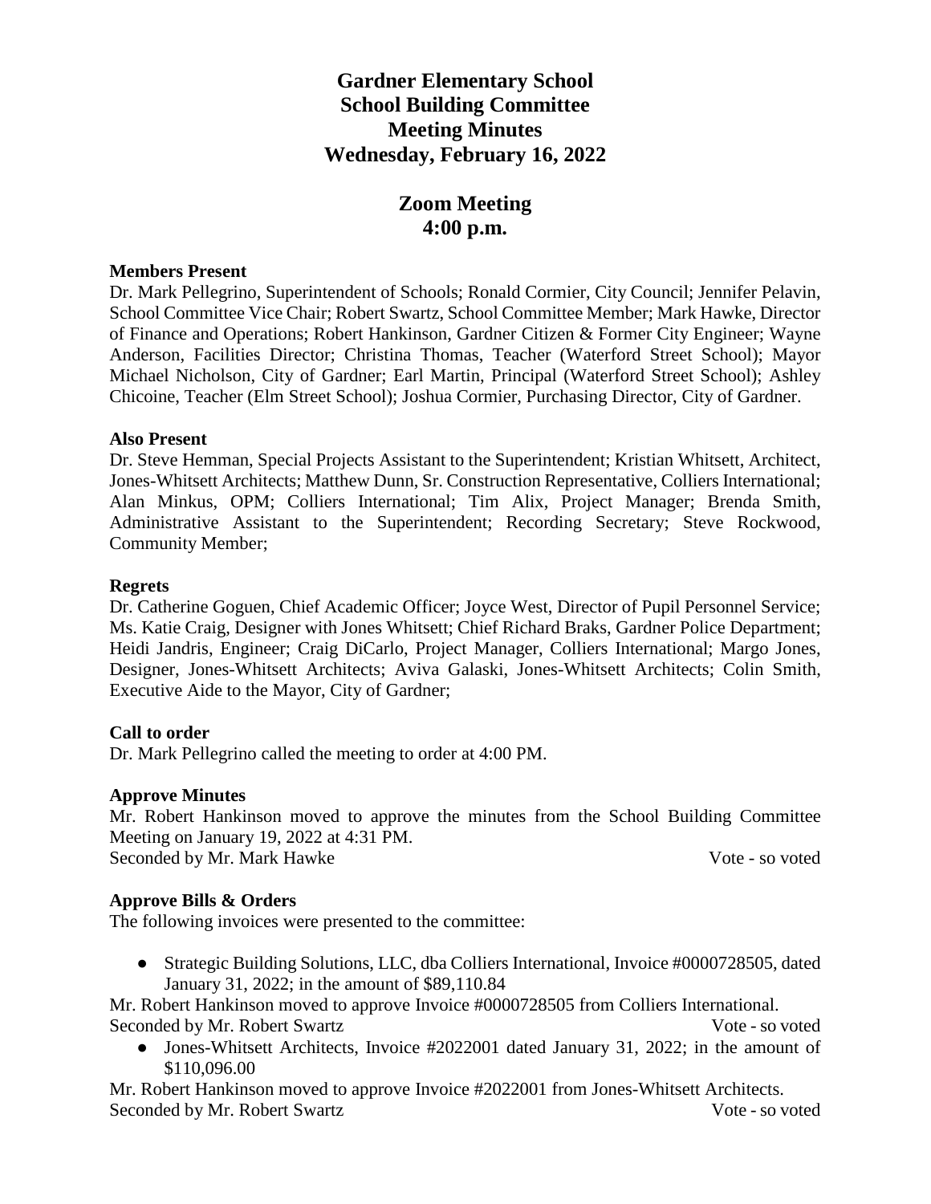# Gardner Elementary School
# School Building Committee
# Meeting Minutes
# Wednesday, February 16, 2022

## Zoom Meeting
## 4:00 p.m.

**Members Present**

Dr. Mark Pellegrino, Superintendent of Schools; Ronald Cormier, City Council; Jennifer Pelavin, School Committee Vice Chair; Robert Swartz, School Committee Member; Mark Hawke, Director of Finance and Operations; Robert Hankinson, Gardner Citizen & Former City Engineer; Wayne Anderson, Facilities Director; Christina Thomas, Teacher (Waterford Street School); Mayor Michael Nicholson, City of Gardner; Earl Martin, Principal (Waterford Street School); Ashley Chicoine, Teacher (Elm Street School); Joshua Cormier, Purchasing Director, City of Gardner.

**Also Present**

Dr. Steve Hemman, Special Projects Assistant to the Superintendent; Kristian Whitsett, Architect, Jones-Whitsett Architects; Matthew Dunn, Sr. Construction Representative, Colliers International; Alan Minkus, OPM; Colliers International; Tim Alix, Project Manager; Brenda Smith, Administrative Assistant to the Superintendent; Recording Secretary; Steve Rockwood, Community Member;

**Regrets**

Dr. Catherine Goguen, Chief Academic Officer; Joyce West, Director of Pupil Personnel Service; Ms. Katie Craig, Designer with Jones Whitsett; Chief Richard Braks, Gardner Police Department; Heidi Jandris, Engineer; Craig DiCarlo, Project Manager, Colliers International; Margo Jones, Designer, Jones-Whitsett Architects; Aviva Galaski, Jones-Whitsett Architects; Colin Smith, Executive Aide to the Mayor, City of Gardner;

**Call to order**

Dr. Mark Pellegrino called the meeting to order at 4:00 PM.

**Approve Minutes**

Mr. Robert Hankinson moved to approve the minutes from the School Building Committee Meeting on January 19, 2022 at 4:31 PM.
Seconded by Mr. Mark Hawke Vote - so voted

**Approve Bills & Orders**

The following invoices were presented to the committee:

- Strategic Building Solutions, LLC, dba Colliers International, Invoice #0000728505, dated January 31, 2022; in the amount of $89,110.84

Mr. Robert Hankinson moved to approve Invoice #0000728505 from Colliers International.
Seconded by Mr. Robert Swartz Vote - so voted

- Jones-Whitsett Architects, Invoice #2022001 dated January 31, 2022; in the amount of $110,096.00

Mr. Robert Hankinson moved to approve Invoice #2022001 from Jones-Whitsett Architects.
Seconded by Mr. Robert Swartz Vote - so voted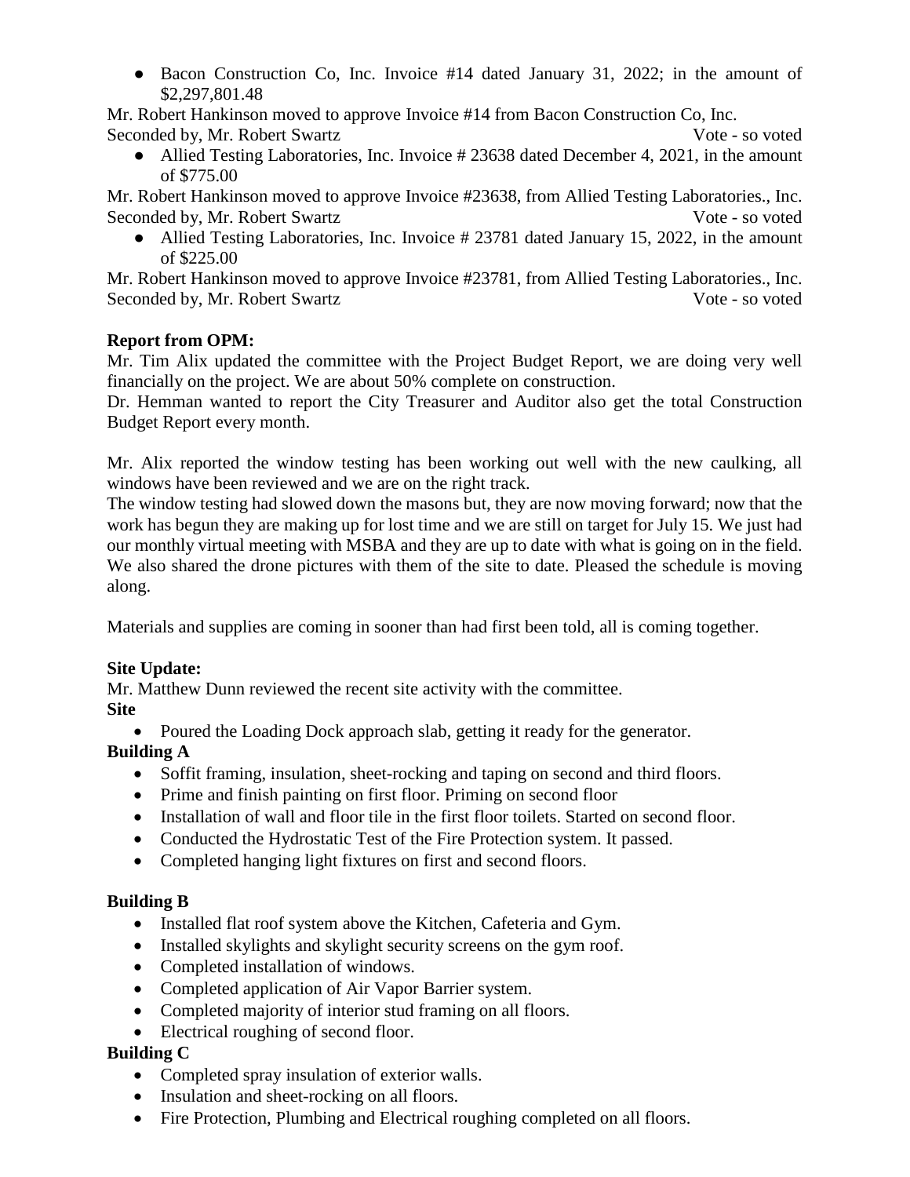- Bacon Construction Co, Inc. Invoice #14 dated January 31, 2022; in the amount of $2,297,801.48

Mr. Robert Hankinson moved to approve Invoice #14 from Bacon Construction Co, Inc.
Seconded by, Mr. Robert Swartz Vote - so voted

- Allied Testing Laboratories, Inc. Invoice # 23638 dated December 4, 2021, in the amount of $775.00

Mr. Robert Hankinson moved to approve Invoice #23638, from Allied Testing Laboratories., Inc.
Seconded by, Mr. Robert Swartz Vote - so voted

- Allied Testing Laboratories, Inc. Invoice # 23781 dated January 15, 2022, in the amount of $225.00

Mr. Robert Hankinson moved to approve Invoice #23781, from Allied Testing Laboratories., Inc.
Seconded by, Mr. Robert Swartz Vote - so voted

**Report from OPM:**

Mr. Tim Alix updated the committee with the Project Budget Report, we are doing very well financially on the project. We are about 50% complete on construction.
Dr. Hemman wanted to report the City Treasurer and Auditor also get the total Construction Budget Report every month.

Mr. Alix reported the window testing has been working out well with the new caulking, all windows have been reviewed and we are on the right track.
The window testing had slowed down the masons but, they are now moving forward; now that the work has begun they are making up for lost time and we are still on target for July 15. We just had our monthly virtual meeting with MSBA and they are up to date with what is going on in the field. We also shared the drone pictures with them of the site to date. Pleased the schedule is moving along.

Materials and supplies are coming in sooner than had first been told, all is coming together.

**Site Update:**

Mr. Matthew Dunn reviewed the recent site activity with the committee.

**Site**

- Poured the Loading Dock approach slab, getting it ready for the generator.

**Building A**

- Soffit framing, insulation, sheet-rocking and taping on second and third floors.
- Prime and finish painting on first floor. Priming on second floor
- Installation of wall and floor tile in the first floor toilets. Started on second floor.
- Conducted the Hydrostatic Test of the Fire Protection system. It passed.
- Completed hanging light fixtures on first and second floors.

**Building B**

- Installed flat roof system above the Kitchen, Cafeteria and Gym.
- Installed skylights and skylight security screens on the gym roof.
- Completed installation of windows.
- Completed application of Air Vapor Barrier system.
- Completed majority of interior stud framing on all floors.
- Electrical roughing of second floor.

**Building C**

- Completed spray insulation of exterior walls.
- Insulation and sheet-rocking on all floors.
- Fire Protection, Plumbing and Electrical roughing completed on all floors.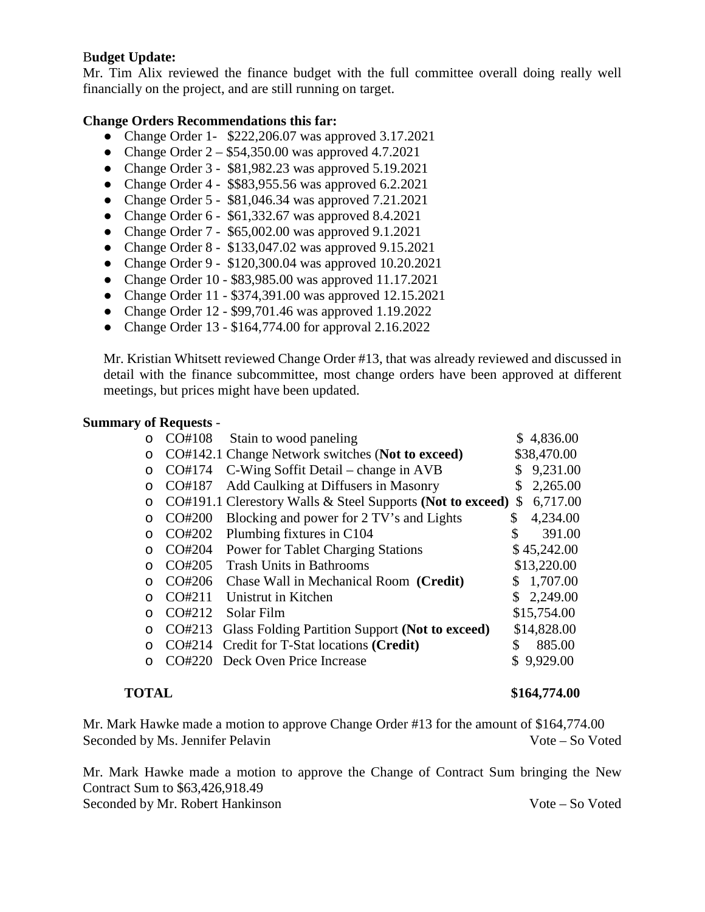**Budget Update:**

Mr. Tim Alix reviewed the finance budget with the full committee overall doing really well financially on the project, and are still running on target.

**Change Orders Recommendations this far:**

- Change Order 1- $222,206.07 was approved 3.17.2021
- Change Order 2 – $54,350.00 was approved 4.7.2021
- Change Order 3 - $81,982.23 was approved 5.19.2021
- Change Order 4 - $$83,955.56 was approved 6.2.2021
- Change Order 5 - $81,046.34 was approved 7.21.2021
- Change Order 6 - $61,332.67 was approved 8.4.2021
- Change Order 7 - $65,002.00 was approved 9.1.2021
- Change Order 8 - $133,047.02 was approved 9.15.2021
- Change Order 9 - $120,300.04 was approved 10.20.2021
- Change Order 10 - $83,985.00 was approved 11.17.2021
- Change Order 11 - $374,391.00 was approved 12.15.2021
- Change Order 12 - $99,701.46 was approved 1.19.2022
- Change Order 13 - $164,774.00 for approval 2.16.2022

Mr. Kristian Whitsett reviewed Change Order #13, that was already reviewed and discussed in detail with the finance subcommittee, most change orders have been approved at different meetings, but prices might have been updated.

**Summary of Requests** -

| | | |
|---|---|---|
| CO#108 | Stain to wood paneling | $ 4,836.00 |
| CO#142.1 | Change Network switches (**Not to exceed**) | $38,470.00 |
| CO#174 | C-Wing Soffit Detail – change in AVB | $ 9,231.00 |
| CO#187 | Add Caulking at Diffusers in Masonry | $ 2,265.00 |
| CO#191.1 | Clerestory Walls & Steel Supports (**Not to exceed**) | $ 6,717.00 |
| CO#200 | Blocking and power for 2 TV's and Lights | $ 4,234.00 |
| CO#202 | Plumbing fixtures in C104 | $ 391.00 |
| CO#204 | Power for Tablet Charging Stations | $ 45,242.00 |
| CO#205 | Trash Units in Bathrooms | $13,220.00 |
| CO#206 | Chase Wall in Mechanical Room **(Credit)** | $ 1,707.00 |
| CO#211 | Unistrut in Kitchen | $ 2,249.00 |
| CO#212 | Solar Film | $15,754.00 |
| CO#213 | Glass Folding Partition Support **(Not to exceed)** | $14,828.00 |
| CO#214 | Credit for T-Stat locations **(Credit)** | $ 885.00 |
| CO#220 | Deck Oven Price Increase | $ 9,929.00 |
| **TOTAL** | | **$164,774.00** |

Mr. Mark Hawke made a motion to approve Change Order #13 for the amount of $164,774.00
Seconded by Ms. Jennifer Pelavin — Vote – So Voted

Mr. Mark Hawke made a motion to approve the Change of Contract Sum bringing the New Contract Sum to $63,426,918.49
Seconded by Mr. Robert Hankinson — Vote – So Voted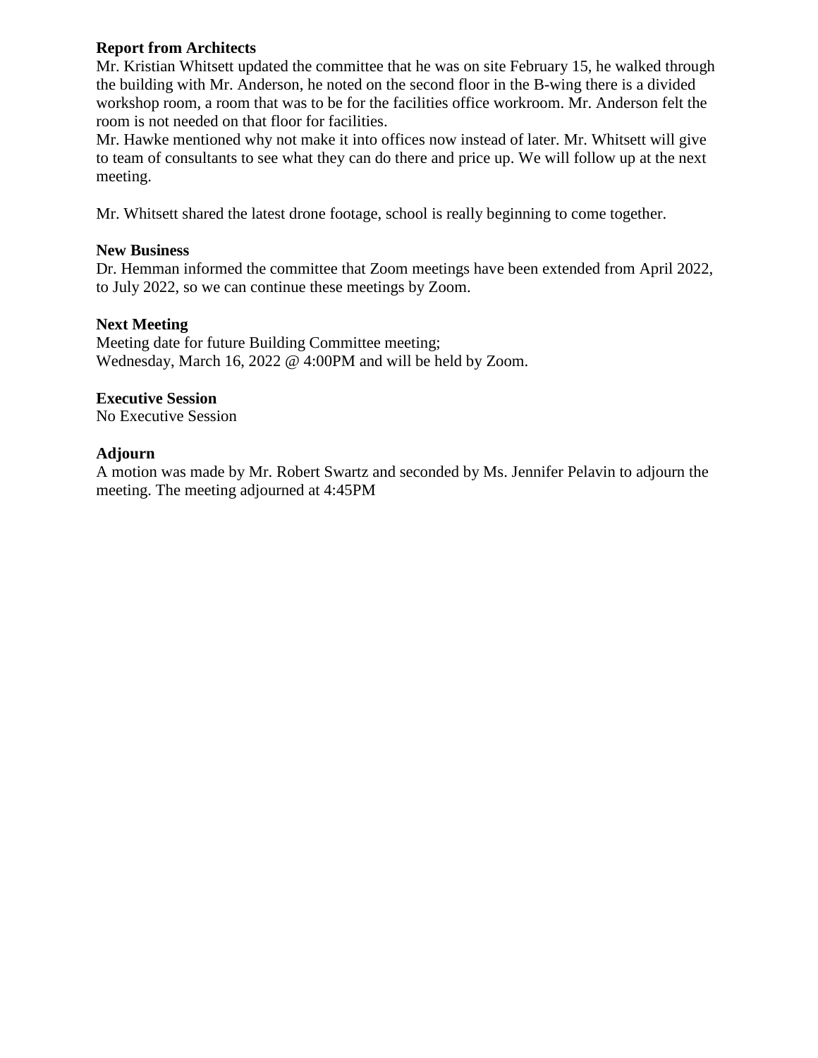**Report from Architects**
Mr. Kristian Whitsett updated the committee that he was on site February 15, he walked through the building with Mr. Anderson, he noted on the second floor in the B-wing there is a divided workshop room, a room that was to be for the facilities office workroom. Mr. Anderson felt the room is not needed on that floor for facilities.
Mr. Hawke mentioned why not make it into offices now instead of later. Mr. Whitsett will give to team of consultants to see what they can do there and price up. We will follow up at the next meeting.

Mr. Whitsett shared the latest drone footage, school is really beginning to come together.

**New Business**
Dr. Hemman informed the committee that Zoom meetings have been extended from April 2022, to July 2022, so we can continue these meetings by Zoom.

**Next Meeting**
Meeting date for future Building Committee meeting;
Wednesday, March 16, 2022 @ 4:00PM and will be held by Zoom.

**Executive Session**
No Executive Session

**Adjourn**
A motion was made by Mr. Robert Swartz and seconded by Ms. Jennifer Pelavin to adjourn the meeting. The meeting adjourned at 4:45PM